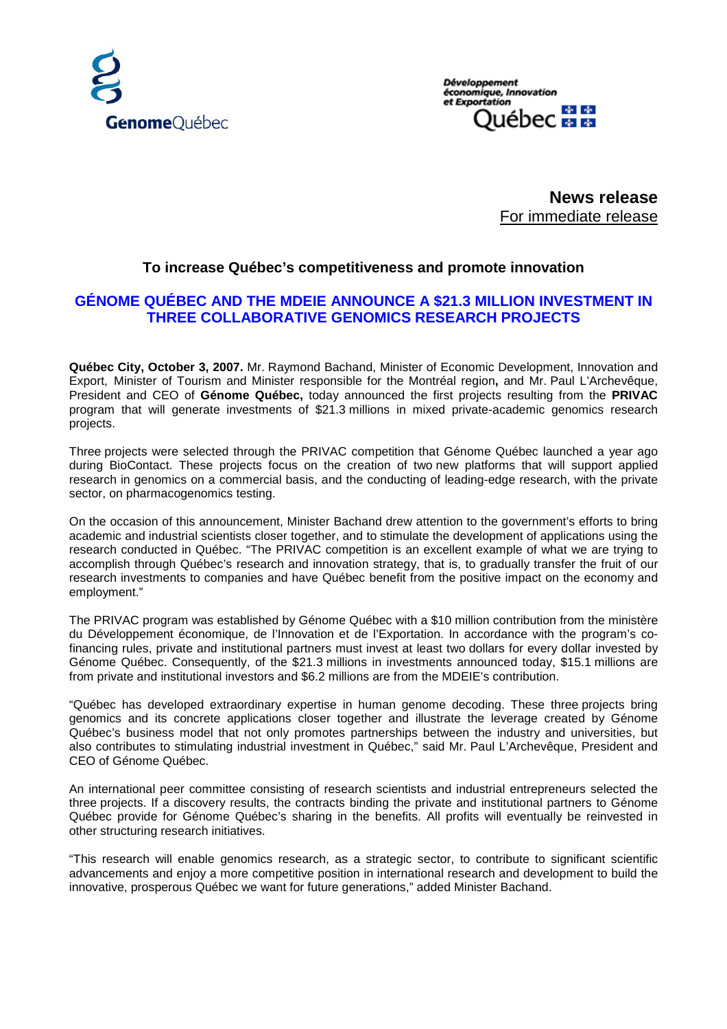**News release**
For immediate release

### To increase Québec's competitiveness and promote innovation

## GÉNOME QUÉBEC AND THE MDEIE ANNOUNCE A $21.3 MILLION INVESTMENT IN THREE COLLABORATIVE GENOMICS RESEARCH PROJECTS

**Québec City, October 3, 2007.** Mr. Raymond Bachand, Minister of Economic Development, Innovation and Export, Minister of Tourism and Minister responsible for the Montréal region**,** and Mr. Paul L'Archevêque, President and CEO of **Génome Québec,** today announced the first projects resulting from the **PRIVAC** program that will generate investments of $21.3 millions in mixed private-academic genomics research projects.

Three projects were selected through the PRIVAC competition that Génome Québec launched a year ago during BioContact. These projects focus on the creation of two new platforms that will support applied research in genomics on a commercial basis, and the conducting of leading-edge research, with the private sector, on pharmacogenomics testing.

On the occasion of this announcement, Minister Bachand drew attention to the government's efforts to bring academic and industrial scientists closer together, and to stimulate the development of applications using the research conducted in Québec. "The PRIVAC competition is an excellent example of what we are trying to accomplish through Québec's research and innovation strategy, that is, to gradually transfer the fruit of our research investments to companies and have Québec benefit from the positive impact on the economy and employment."

The PRIVAC program was established by Génome Québec with a $10 million contribution from the ministère du Développement économique, de l'Innovation et de l'Exportation. In accordance with the program's co-financing rules, private and institutional partners must invest at least two dollars for every dollar invested by Génome Québec. Consequently, of the $21.3 millions in investments announced today, $15.1 millions are from private and institutional investors and $6.2 millions are from the MDEIE's contribution.

"Québec has developed extraordinary expertise in human genome decoding. These three projects bring genomics and its concrete applications closer together and illustrate the leverage created by Génome Québec's business model that not only promotes partnerships between the industry and universities, but also contributes to stimulating industrial investment in Québec," said Mr. Paul L'Archevêque, President and CEO of Génome Québec.

An international peer committee consisting of research scientists and industrial entrepreneurs selected the three projects. If a discovery results, the contracts binding the private and institutional partners to Génome Québec provide for Génome Québec's sharing in the benefits. All profits will eventually be reinvested in other structuring research initiatives.

"This research will enable genomics research, as a strategic sector, to contribute to significant scientific advancements and enjoy a more competitive position in international research and development to build the innovative, prosperous Québec we want for future generations," added Minister Bachand.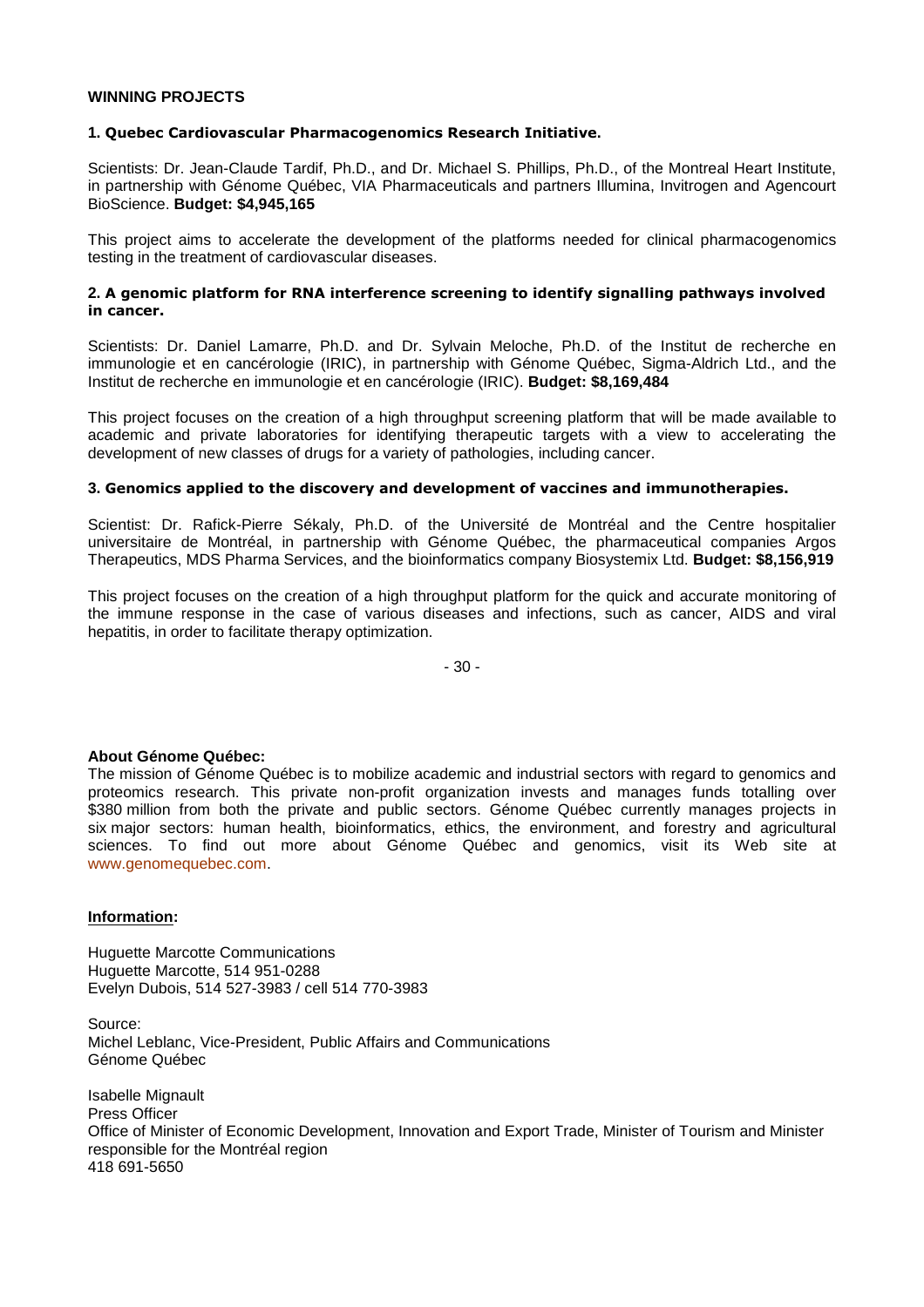**WINNING PROJECTS**

**1. Quebec Cardiovascular Pharmacogenomics Research Initiative.**

Scientists: Dr. Jean-Claude Tardif, Ph.D., and Dr. Michael S. Phillips, Ph.D., of the Montreal Heart Institute, in partnership with Génome Québec, VIA Pharmaceuticals and partners Illumina, Invitrogen and Agencourt BioScience. **Budget: $4,945,165**

This project aims to accelerate the development of the platforms needed for clinical pharmacogenomics testing in the treatment of cardiovascular diseases.

**2. A genomic platform for RNA interference screening to identify signalling pathways involved in cancer.**

Scientists: Dr. Daniel Lamarre, Ph.D. and Dr. Sylvain Meloche, Ph.D. of the Institut de recherche en immunologie et en cancérologie (IRIC), in partnership with Génome Québec, Sigma-Aldrich Ltd., and the Institut de recherche en immunologie et en cancérologie (IRIC). **Budget: $8,169,484**

This project focuses on the creation of a high throughput screening platform that will be made available to academic and private laboratories for identifying therapeutic targets with a view to accelerating the development of new classes of drugs for a variety of pathologies, including cancer.

**3. Genomics applied to the discovery and development of vaccines and immunotherapies.**

Scientist: Dr. Rafick-Pierre Sékaly, Ph.D. of the Université de Montréal and the Centre hospitalier universitaire de Montréal, in partnership with Génome Québec, the pharmaceutical companies Argos Therapeutics, MDS Pharma Services, and the bioinformatics company Biosystemix Ltd. **Budget: $8,156,919**

This project focuses on the creation of a high throughput platform for the quick and accurate monitoring of the immune response in the case of various diseases and infections, such as cancer, AIDS and viral hepatitis, in order to facilitate therapy optimization.

- 30 -

**About Génome Québec:**
The mission of Génome Québec is to mobilize academic and industrial sectors with regard to genomics and proteomics research. This private non-profit organization invests and manages funds totalling over $380 million from both the private and public sectors. Génome Québec currently manages projects in six major sectors: human health, bioinformatics, ethics, the environment, and forestry and agricultural sciences. To find out more about Génome Québec and genomics, visit its Web site at www.genomequebec.com.

**Information:**

Huguette Marcotte Communications
Huguette Marcotte, 514 951-0288
Evelyn Dubois, 514 527-3983 / cell 514 770-3983

Source:
Michel Leblanc, Vice-President, Public Affairs and Communications
Génome Québec

Isabelle Mignault
Press Officer
Office of Minister of Economic Development, Innovation and Export Trade, Minister of Tourism and Minister responsible for the Montréal region
418 691-5650